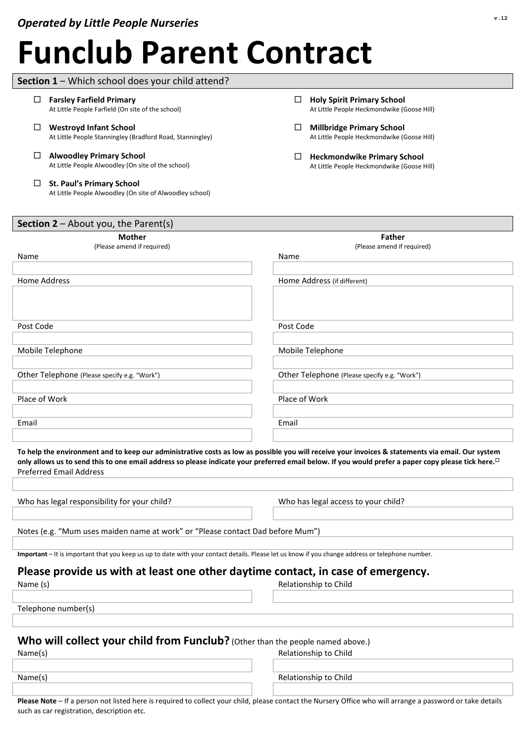*Operated by Little People Nurseries*

v.12

# Funclub Parent Contract

## Section 1 – Which school does your child attend?

- ☐ **Farsley Farfield Primary**
  At Little People Farfield (On site of the school)
- ☐ **Westroyd Infant School**
  At Little People Stanningley (Bradford Road, Stanningley)
- ☐ **Alwoodley Primary School**
  At Little People Alwoodley (On site of the school)
- ☐ **St. Paul's Primary School**
  At Little People Alwoodley (On site of Alwoodley school)
- ☐ **Holy Spirit Primary School**
  At Little People Heckmondwike (Goose Hill)
- ☐ **Millbridge Primary School**
  At Little People Heckmondwike (Goose Hill)
- ☐ **Heckmondwike Primary School**
  At Little People Heckmondwike (Goose Hill)

## Section 2 – About you, the Parent(s)

| **Mother** (Please amend if required) | **Father** (Please amend if required) |
|---|---|
| Name | Name |
| Home Address | Home Address (if different) |
| Post Code | Post Code |
| Mobile Telephone | Mobile Telephone |
| Other Telephone (Please specify e.g. "Work") | Other Telephone (Please specify e.g. "Work") |
| Place of Work | Place of Work |
| Email | Email |

**To help the environment and to keep our administrative costs as low as possible you will receive your invoices & statements via email. Our system only allows us to send this to one email address so please indicate your preferred email below. If you would prefer a paper copy please tick here.** ☐

Preferred Email Address

Who has legal responsibility for your child?

Who has legal access to your child?

Notes (e.g. "Mum uses maiden name at work" or "Please contact Dad before Mum")

**Important** – It is important that you keep us up to date with your contact details. Please let us know if you change address or telephone number.

### Please provide us with at least one other daytime contact, in case of emergency.

Name (s)

Relationship to Child

Telephone number(s)

### Who will collect your child from Funclub? (Other than the people named above.)

| Name(s) | Relationship to Child |
|---|---|
| | |
| Name(s) | Relationship to Child |
| | |

**Please Note** – If a person not listed here is required to collect your child, please contact the Nursery Office who will arrange a password or take details such as car registration, description etc.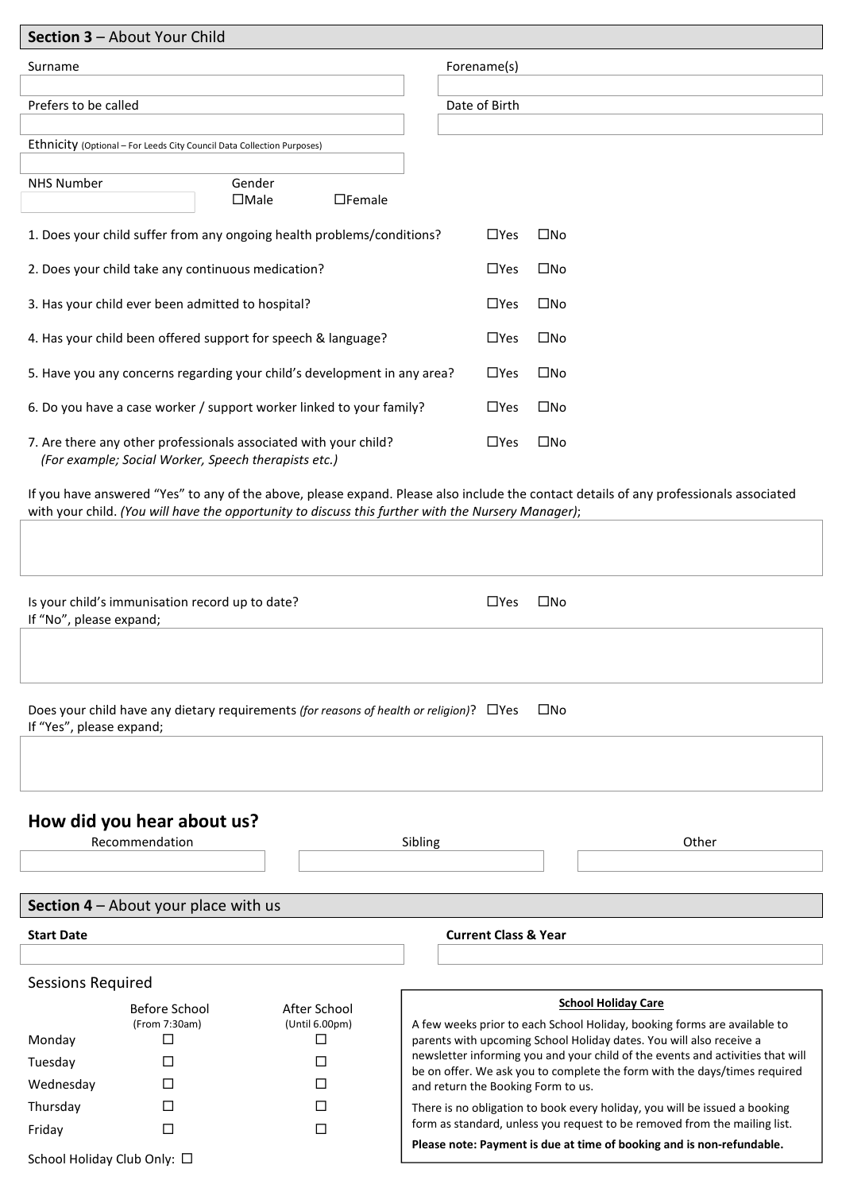## **Section 3** – About Your Child

Surname

Forename(s)

Prefers to be called

Date of Birth

Ethnicity (Optional – For Leeds City Council Data Collection Purposes)

NHS Number

Gender
☐Male ☐Female

1. Does your child suffer from any ongoing health problems/conditions? ☐Yes ☐No

2. Does your child take any continuous medication? ☐Yes ☐No

3. Has your child ever been admitted to hospital? ☐Yes ☐No

4. Has your child been offered support for speech & language? ☐Yes ☐No

5. Have you any concerns regarding your child's development in any area? ☐Yes ☐No

6. Do you have a case worker / support worker linked to your family? ☐Yes ☐No

7. Are there any other professionals associated with your child? ☐Yes ☐No
*(For example; Social Worker, Speech therapists etc.)*

If you have answered "Yes" to any of the above, please expand. Please also include the contact details of any professionals associated with your child. *(You will have the opportunity to discuss this further with the Nursery Manager)*;

Is your child's immunisation record up to date? ☐Yes ☐No
If "No", please expand;

Does your child have any dietary requirements *(for reasons of health or religion)*? ☐Yes ☐No
If "Yes", please expand;

## How did you hear about us?

| Recommendation | Sibling | Other |
|---|---|---|
| | | |

## **Section 4** – About your place with us

**Start Date**

**Current Class & Year**

Sessions Required

| | Before School (From 7:30am) | After School (Until 6.00pm) |
|---|---|---|
| Monday | ☐ | ☐ |
| Tuesday | ☐ | ☐ |
| Wednesday | ☐ | ☐ |
| Thursday | ☐ | ☐ |
| Friday | ☐ | ☐ |

School Holiday Club Only: ☐

**School Holiday Care**

A few weeks prior to each School Holiday, booking forms are available to parents with upcoming School Holiday dates. You will also receive a newsletter informing you and your child of the events and activities that will be on offer. We ask you to complete the form with the days/times required and return the Booking Form to us.

There is no obligation to book every holiday, you will be issued a booking form as standard, unless you request to be removed from the mailing list.

**Please note: Payment is due at time of booking and is non-refundable.**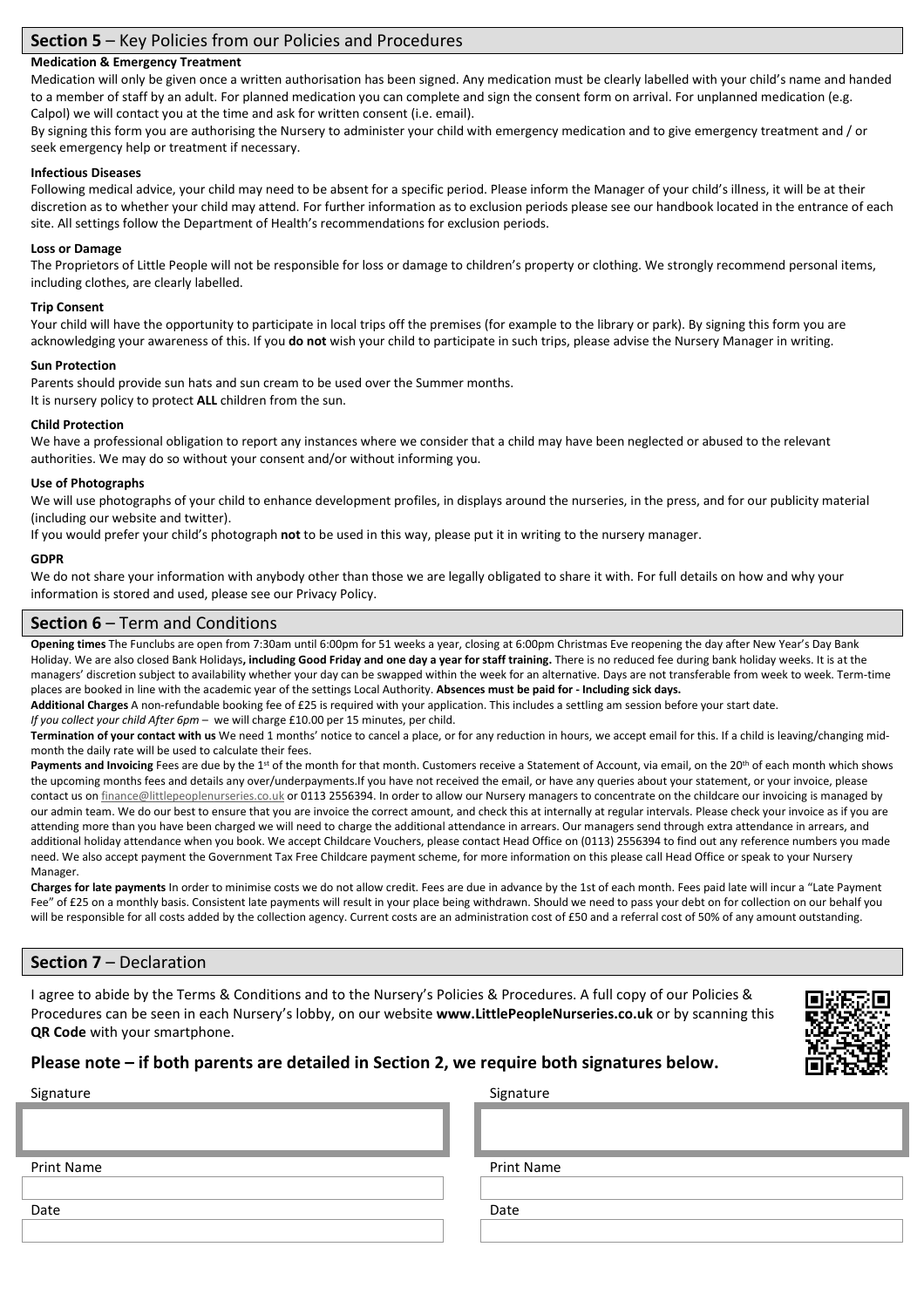## Section 5 – Key Policies from our Policies and Procedures

**Medication & Emergency Treatment**

Medication will only be given once a written authorisation has been signed. Any medication must be clearly labelled with your child's name and handed to a member of staff by an adult. For planned medication you can complete and sign the consent form on arrival. For unplanned medication (e.g. Calpol) we will contact you at the time and ask for written consent (i.e. email).

By signing this form you are authorising the Nursery to administer your child with emergency medication and to give emergency treatment and / or seek emergency help or treatment if necessary.

**Infectious Diseases**

Following medical advice, your child may need to be absent for a specific period. Please inform the Manager of your child's illness, it will be at their discretion as to whether your child may attend. For further information as to exclusion periods please see our handbook located in the entrance of each site. All settings follow the Department of Health's recommendations for exclusion periods.

**Loss or Damage**

The Proprietors of Little People will not be responsible for loss or damage to children's property or clothing. We strongly recommend personal items, including clothes, are clearly labelled.

**Trip Consent**

Your child will have the opportunity to participate in local trips off the premises (for example to the library or park). By signing this form you are acknowledging your awareness of this. If you **do not** wish your child to participate in such trips, please advise the Nursery Manager in writing.

**Sun Protection**

Parents should provide sun hats and sun cream to be used over the Summer months.
It is nursery policy to protect **ALL** children from the sun.

**Child Protection**

We have a professional obligation to report any instances where we consider that a child may have been neglected or abused to the relevant authorities. We may do so without your consent and/or without informing you.

**Use of Photographs**

We will use photographs of your child to enhance development profiles, in displays around the nurseries, in the press, and for our publicity material (including our website and twitter).

If you would prefer your child's photograph **not** to be used in this way, please put it in writing to the nursery manager.

**GDPR**

We do not share your information with anybody other than those we are legally obligated to share it with. For full details on how and why your information is stored and used, please see our Privacy Policy.

## Section 6 – Term and Conditions

**Opening times** The Funclubs are open from 7:30am until 6:00pm for 51 weeks a year, closing at 6:00pm Christmas Eve reopening the day after New Year's Day Bank Holiday. We are also closed Bank Holidays**, including Good Friday and one day a year for staff training.** There is no reduced fee during bank holiday weeks. It is at the managers' discretion subject to availability whether your day can be swapped within the week for an alternative. Days are not transferable from week to week. Term-time places are booked in line with the academic year of the settings Local Authority. **Absences must be paid for - Including sick days.**

**Additional Charges** A non-refundable booking fee of £25 is required with your application. This includes a settling am session before your start date.

*If you collect your child After 6pm* – we will charge £10.00 per 15 minutes, per child.

**Termination of your contact with us** We need 1 months' notice to cancel a place, or for any reduction in hours, we accept email for this. If a child is leaving/changing mid-month the daily rate will be used to calculate their fees.

**Payments and Invoicing** Fees are due by the 1st of the month for that month. Customers receive a Statement of Account, via email, on the 20th of each month which shows the upcoming months fees and details any over/underpayments.If you have not received the email, or have any queries about your statement, or your invoice, please contact us on finance@littlepeoplenurseries.co.uk or 0113 2556394. In order to allow our Nursery managers to concentrate on the childcare our invoicing is managed by our admin team. We do our best to ensure that you are invoice the correct amount, and check this at internally at regular intervals. Please check your invoice as if you are attending more than you have been charged we will need to charge the additional attendance in arrears. Our managers send through extra attendance in arrears, and additional holiday attendance when you book. We accept Childcare Vouchers, please contact Head Office on (0113) 2556394 to find out any reference numbers you made need. We also accept payment the Government Tax Free Childcare payment scheme, for more information on this please call Head Office or speak to your Nursery Manager.

**Charges for late payments** In order to minimise costs we do not allow credit. Fees are due in advance by the 1st of each month. Fees paid late will incur a "Late Payment Fee" of £25 on a monthly basis. Consistent late payments will result in your place being withdrawn. Should we need to pass your debt on for collection on our behalf you will be responsible for all costs added by the collection agency. Current costs are an administration cost of £50 and a referral cost of 50% of any amount outstanding.

## Section 7 – Declaration

I agree to abide by the Terms & Conditions and to the Nursery's Policies & Procedures. A full copy of our Policies & Procedures can be seen in each Nursery's lobby, on our website **www.LittlePeopleNurseries.co.uk** or by scanning this **QR Code** with your smartphone.

### Please note – if both parents are detailed in Section 2, we require both signatures below.

| Signature | Signature |
|---|---|
| | |
| Print Name | Print Name |
| | |
| Date | Date |
| | |